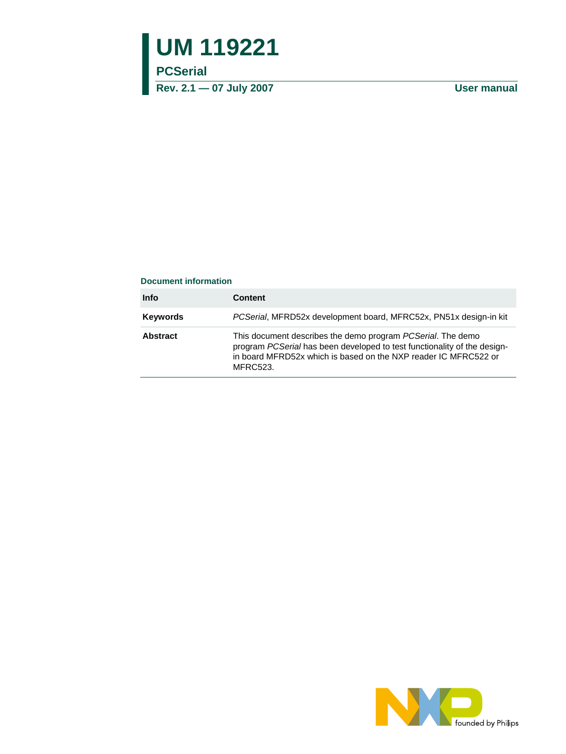# UM 119221

## PCSerial

**Rev. 2.1 — 07 July 2007** **User manual**

### Document information

| Info | Content |
| --- | --- |
| **Keywords** | *PCSerial*, MFRD52x development board, MFRC52x, PN51x design-in kit |
| **Abstract** | This document describes the demo program *PCSerial*. The demo program *PCSerial* has been developed to test functionality of the design-in board MFRD52x which is based on the NXP reader IC MFRC522 or MFRC523. |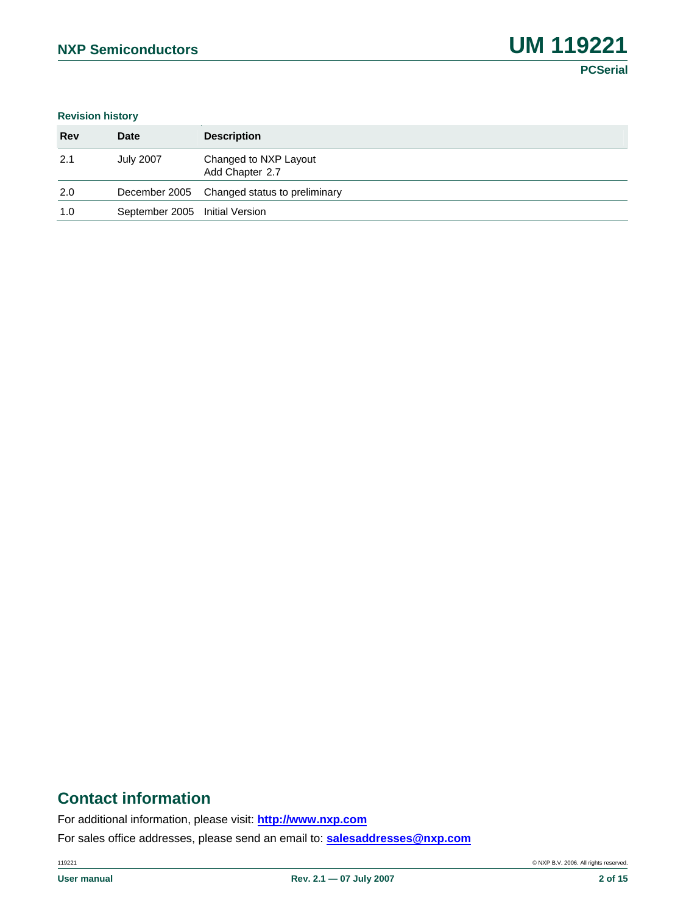**Revision history**

| Rev | Date | Description |
| --- | --- | --- |
| 2.1 | July 2007 | Changed to NXP Layout<br>Add Chapter 2.7 |
| 2.0 | December 2005 | Changed status to preliminary |
| 1.0 | September 2005 | Initial Version |

## Contact information

For additional information, please visit: **http://www.nxp.com**

For sales office addresses, please send an email to: **salesaddresses@nxp.com**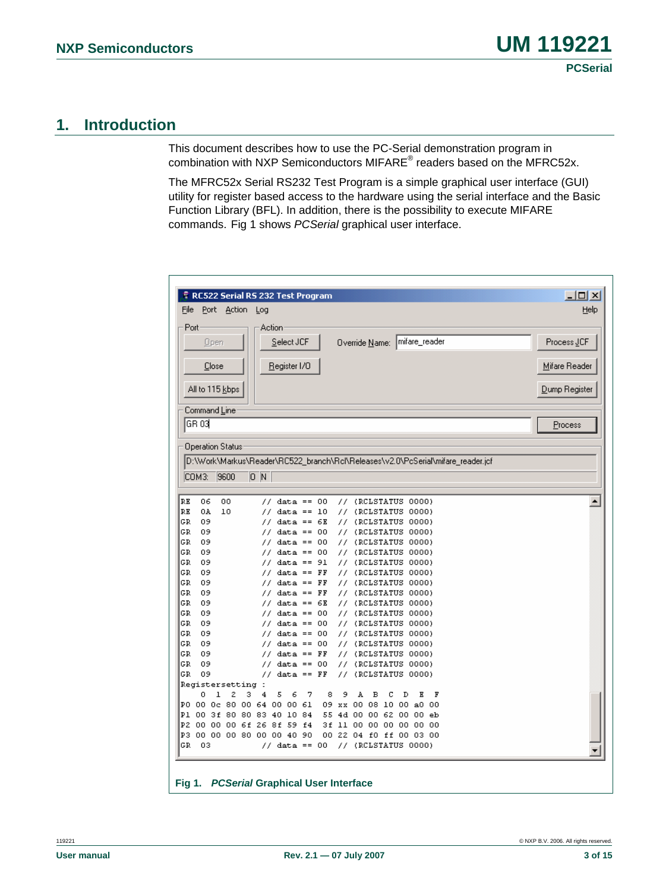# 1. Introduction

This document describes how to use the PC-Serial demonstration program in combination with NXP Semiconductors MIFARE® readers based on the MFRC52x.

The MFRC52x Serial RS232 Test Program is a simple graphical user interface (GUI) utility for register based access to the hardware using the serial interface and the Basic Function Library (BFL). In addition, there is the possibility to execute MIFARE commands. Fig 1 shows *PCSerial* graphical user interface.

**Fig 1. *PCSerial* Graphical User Interface**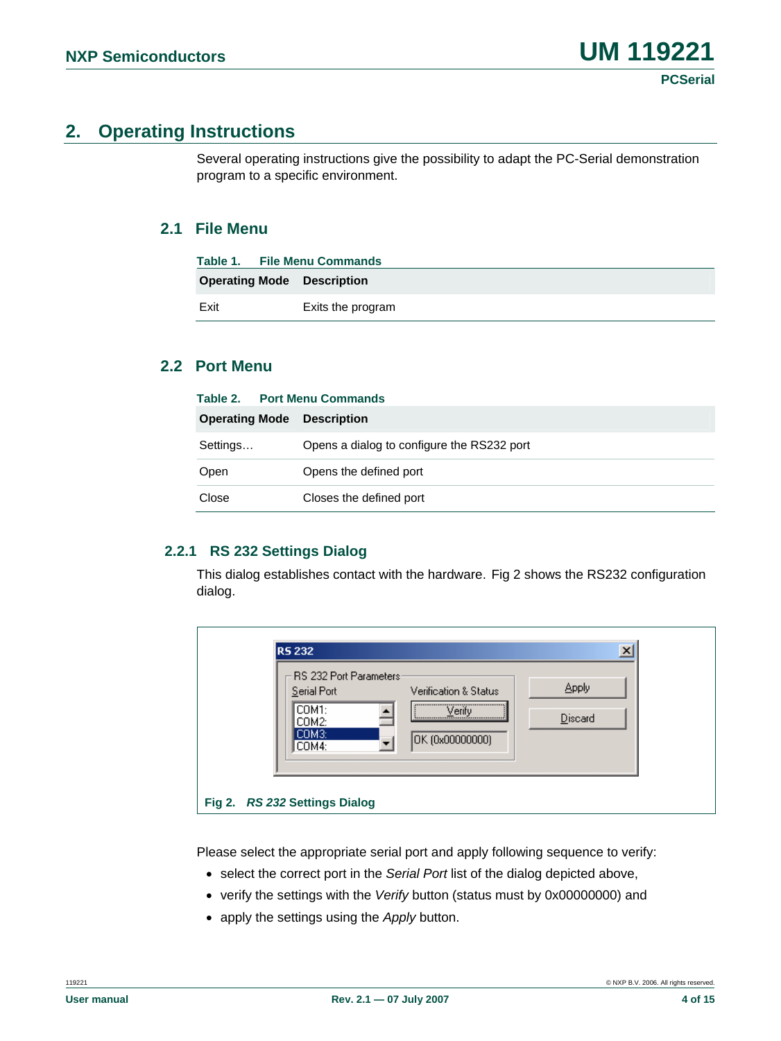## 2. Operating Instructions

Several operating instructions give the possibility to adapt the PC-Serial demonstration program to a specific environment.

### 2.1 File Menu

**Table 1. File Menu Commands**

| Operating Mode | Description |
|---|---|
| Exit | Exits the program |

### 2.2 Port Menu

**Table 2. Port Menu Commands**

| Operating Mode | Description |
|---|---|
| Settings… | Opens a dialog to configure the RS232 port |
| Open | Opens the defined port |
| Close | Closes the defined port |

#### 2.2.1 RS 232 Settings Dialog

This dialog establishes contact with the hardware. Fig 2 shows the RS232 configuration dialog.

Fig 2. *RS 232* Settings Dialog

Please select the appropriate serial port and apply following sequence to verify:

- select the correct port in the *Serial Port* list of the dialog depicted above,
- verify the settings with the *Verify* button (status must by 0x00000000) and
- apply the settings using the *Apply* button.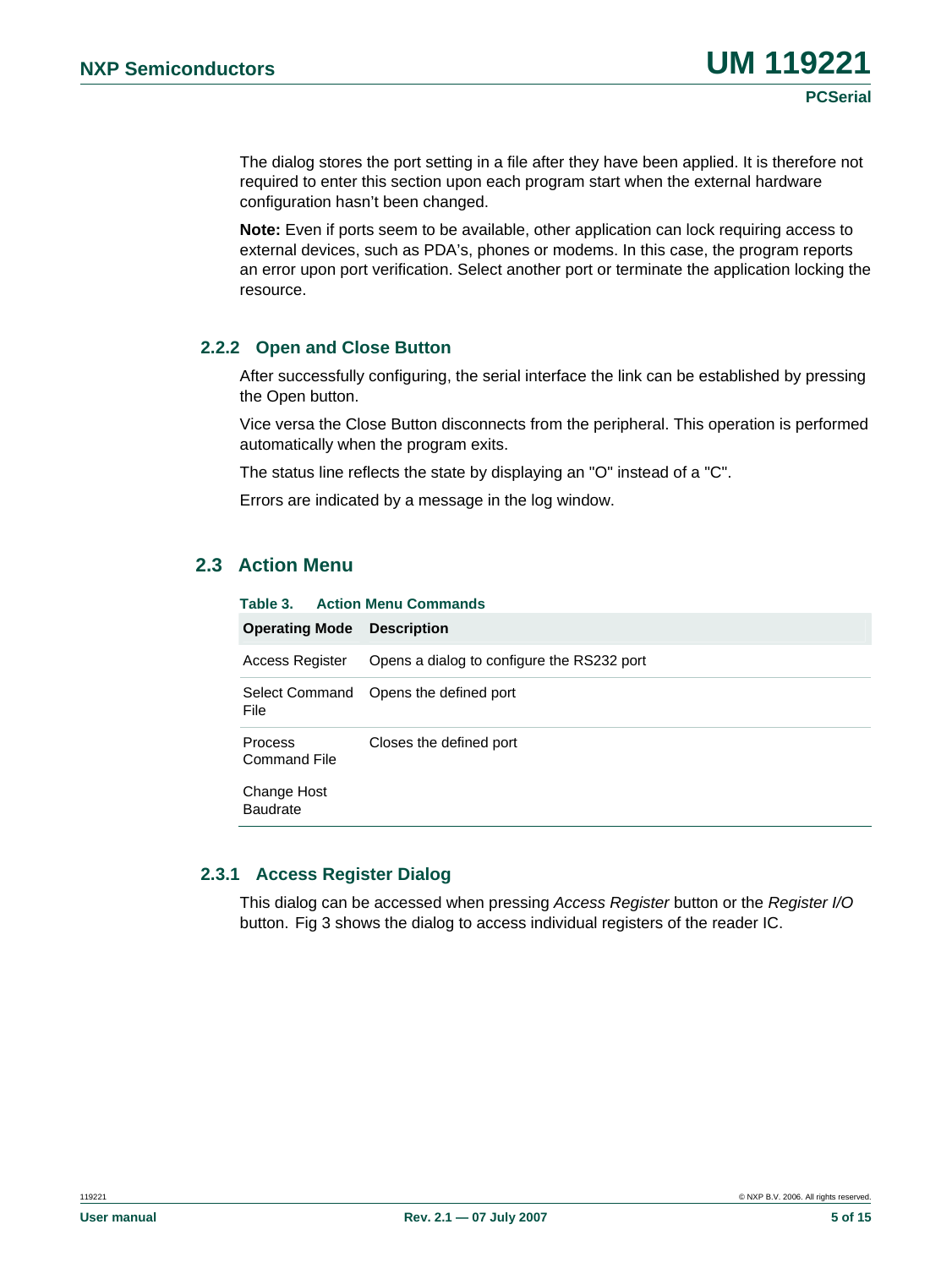The dialog stores the port setting in a file after they have been applied. It is therefore not required to enter this section upon each program start when the external hardware configuration hasn't been changed.

**Note:** Even if ports seem to be available, other application can lock requiring access to external devices, such as PDA's, phones or modems. In this case, the program reports an error upon port verification. Select another port or terminate the application locking the resource.

### 2.2.2 Open and Close Button

After successfully configuring, the serial interface the link can be established by pressing the Open button.

Vice versa the Close Button disconnects from the peripheral. This operation is performed automatically when the program exits.

The status line reflects the state by displaying an "O" instead of a "C".

Errors are indicated by a message in the log window.

## 2.3 Action Menu

**Table 3. Action Menu Commands**

| Operating Mode | Description |
|---|---|
| Access Register | Opens a dialog to configure the RS232 port |
| Select Command File | Opens the defined port |
| Process Command File | Closes the defined port |
| Change Host Baudrate | |

### 2.3.1 Access Register Dialog

This dialog can be accessed when pressing *Access Register* button or the *Register I/O* button. Fig 3 shows the dialog to access individual registers of the reader IC.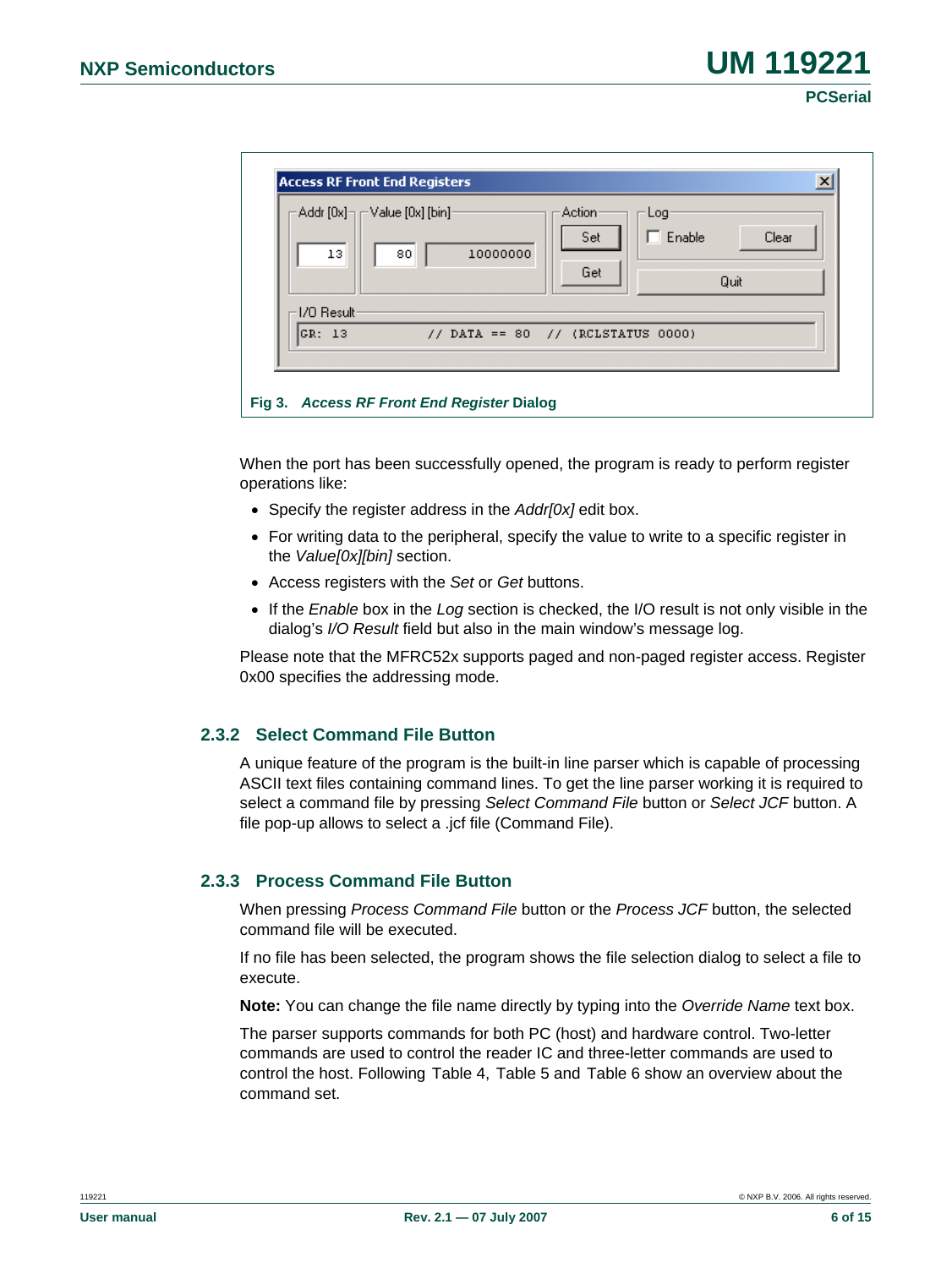Fig 3. *Access RF Front End Register* Dialog

When the port has been successfully opened, the program is ready to perform register operations like:

- Specify the register address in the *Addr[0x]* edit box.
- For writing data to the peripheral, specify the value to write to a specific register in the *Value[0x][bin]* section.
- Access registers with the *Set* or *Get* buttons.
- If the *Enable* box in the *Log* section is checked, the I/O result is not only visible in the dialog's *I/O Result* field but also in the main window's message log.

Please note that the MFRC52x supports paged and non-paged register access. Register 0x00 specifies the addressing mode.

### 2.3.2 Select Command File Button

A unique feature of the program is the built-in line parser which is capable of processing ASCII text files containing command lines. To get the line parser working it is required to select a command file by pressing *Select Command File* button or *Select JCF* button. A file pop-up allows to select a .jcf file (Command File).

### 2.3.3 Process Command File Button

When pressing *Process Command File* button or the *Process JCF* button, the selected command file will be executed.

If no file has been selected, the program shows the file selection dialog to select a file to execute.

**Note:** You can change the file name directly by typing into the *Override Name* text box.

The parser supports commands for both PC (host) and hardware control. Two-letter commands are used to control the reader IC and three-letter commands are used to control the host. Following Table 4, Table 5 and Table 6 show an overview about the command set.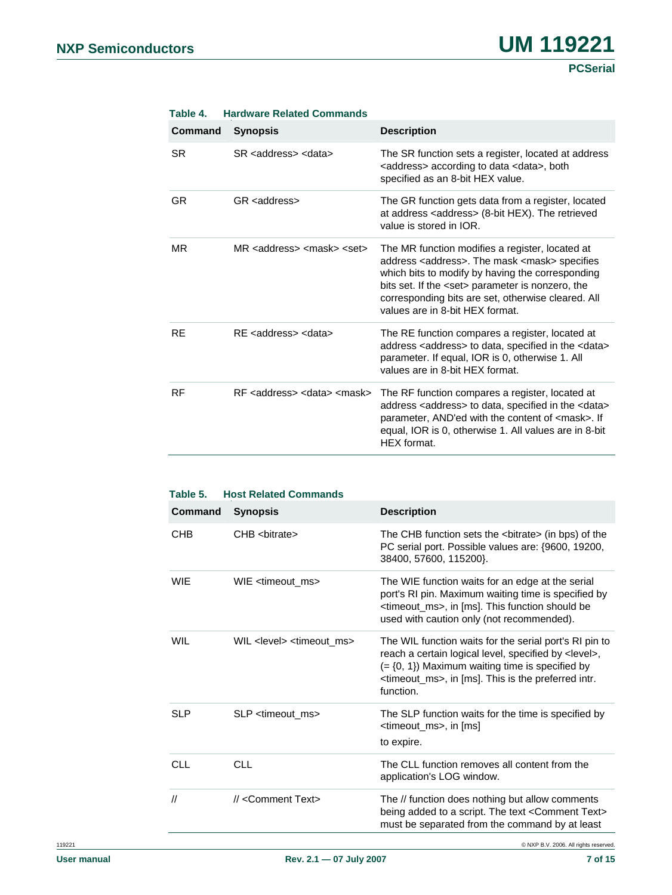**Table 4. Hardware Related Commands**

| Command | Synopsis | Description |
|---|---|---|
| SR | SR <address> <data> | The SR function sets a register, located at address <address> according to data <data>, both specified as an 8-bit HEX value. |
| GR | GR <address> | The GR function gets data from a register, located at address <address> (8-bit HEX). The retrieved value is stored in IOR. |
| MR | MR <address> <mask> <set> | The MR function modifies a register, located at address <address>. The mask <mask> specifies which bits to modify by having the corresponding bits set. If the <set> parameter is nonzero, the corresponding bits are set, otherwise cleared. All values are in 8-bit HEX format. |
| RE | RE <address> <data> | The RE function compares a register, located at address <address> to data, specified in the <data> parameter. If equal, IOR is 0, otherwise 1. All values are in 8-bit HEX format. |
| RF | RF <address> <data> <mask> | The RF function compares a register, located at address <address> to data, specified in the <data> parameter, AND'ed with the content of <mask>. If equal, IOR is 0, otherwise 1. All values are in 8-bit HEX format. |

**Table 5. Host Related Commands**

| Command | Synopsis | Description |
|---|---|---|
| CHB | CHB <bitrate> | The CHB function sets the <bitrate> (in bps) of the PC serial port. Possible values are: {9600, 19200, 38400, 57600, 115200}. |
| WIE | WIE <timeout_ms> | The WIE function waits for an edge at the serial port's RI pin. Maximum waiting time is specified by <timeout_ms>, in [ms]. This function should be used with caution only (not recommended). |
| WIL | WIL <level> <timeout_ms> | The WIL function waits for the serial port's RI pin to reach a certain logical level, specified by <level>, (= {0, 1}) Maximum waiting time is specified by <timeout_ms>, in [ms]. This is the preferred intr. function. |
| SLP | SLP <timeout_ms> | The SLP function waits for the time is specified by <timeout_ms>, in [ms]<br><br>to expire. |
| CLL | CLL | The CLL function removes all content from the application's LOG window. |
| // | // <Comment Text> | The // function does nothing but allow comments being added to a script. The text <Comment Text> must be separated from the command by at least |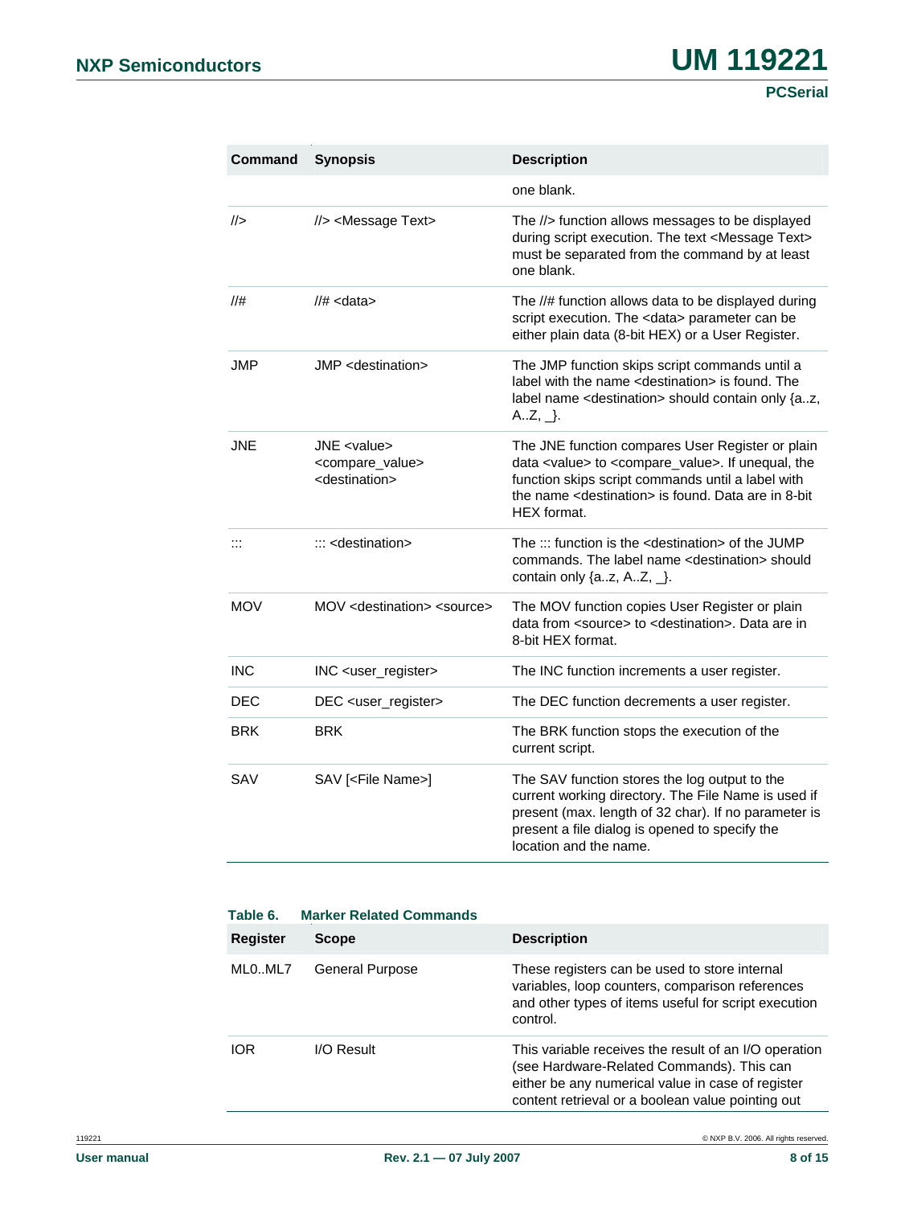| Command | Synopsis | Description |
|---|---|---|
| | | one blank. |
| //> | //> <Message Text> | The //> function allows messages to be displayed during script execution. The text <Message Text> must be separated from the command by at least one blank. |
| //# | //# <data> | The //# function allows data to be displayed during script execution. The <data> parameter can be either plain data (8-bit HEX) or a User Register. |
| JMP | JMP <destination> | The JMP function skips script commands until a label with the name <destination> is found. The label name <destination> should contain only {a..z, A..Z, _}. |
| JNE | JNE <value> <compare_value> <destination> | The JNE function compares User Register or plain data <value> to <compare_value>. If unequal, the function skips script commands until a label with the name <destination> is found. Data are in 8-bit HEX format. |
| ::: | ::: <destination> | The ::: function is the <destination> of the JUMP commands. The label name <destination> should contain only {a..z, A..Z, _}. |
| MOV | MOV <destination> <source> | The MOV function copies User Register or plain data from <source> to <destination>. Data are in 8-bit HEX format. |
| INC | INC <user_register> | The INC function increments a user register. |
| DEC | DEC <user_register> | The DEC function decrements a user register. |
| BRK | BRK | The BRK function stops the execution of the current script. |
| SAV | SAV [<File Name>] | The SAV function stores the log output to the current working directory. The File Name is used if present (max. length of 32 char). If no parameter is present a file dialog is opened to specify the location and the name. |

**Table 6. Marker Related Commands**

| Register | Scope | Description |
|---|---|---|
| ML0..ML7 | General Purpose | These registers can be used to store internal variables, loop counters, comparison references and other types of items useful for script execution control. |
| IOR | I/O Result | This variable receives the result of an I/O operation (see Hardware-Related Commands). This can either be any numerical value in case of register content retrieval or a boolean value pointing out |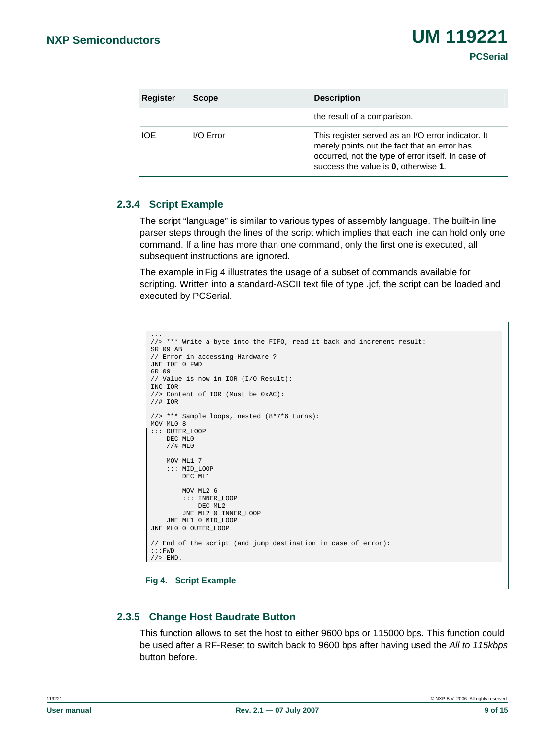| Register | Scope | Description |
|---|---|---|
| | | the result of a comparison. |
| IOE | I/O Error | This register served as an I/O error indicator. It merely points out the fact that an error has occurred, not the type of error itself. In case of success the value is **0**, otherwise **1**. |

### 2.3.4 Script Example

The script "language" is similar to various types of assembly language. The built-in line parser steps through the lines of the script which implies that each line can hold only one command. If a line has more than one command, only the first one is executed, all subsequent instructions are ignored.

The example in Fig 4 illustrates the usage of a subset of commands available for scripting. Written into a standard-ASCII text file of type .jcf, the script can be loaded and executed by PCSerial.

```
...
//> *** Write a byte into the FIFO, read it back and increment result:
SR 09 AB
// Error in accessing Hardware ?
JNE IOE 0 FWD
GR 09
// Value is now in IOR (I/O Result):
INC IOR
//> Content of IOR (Must be 0xAC):
//# IOR

//> *** Sample loops, nested (8*7*6 turns):
MOV ML0 8
::: OUTER_LOOP
    DEC ML0
    //# ML0

    MOV ML1 7
    ::: MID_LOOP
        DEC ML1

        MOV ML2 6
        ::: INNER_LOOP
            DEC ML2
        JNE ML2 0 INNER_LOOP
    JNE ML1 0 MID_LOOP
JNE ML0 0 OUTER_LOOP

// End of the script (and jump destination in case of error):
:::FWD
//> END.
```

**Fig 4. Script Example**

### 2.3.5 Change Host Baudrate Button

This function allows to set the host to either 9600 bps or 115000 bps. This function could be used after a RF-Reset to switch back to 9600 bps after having used the *All to 115kbps* button before.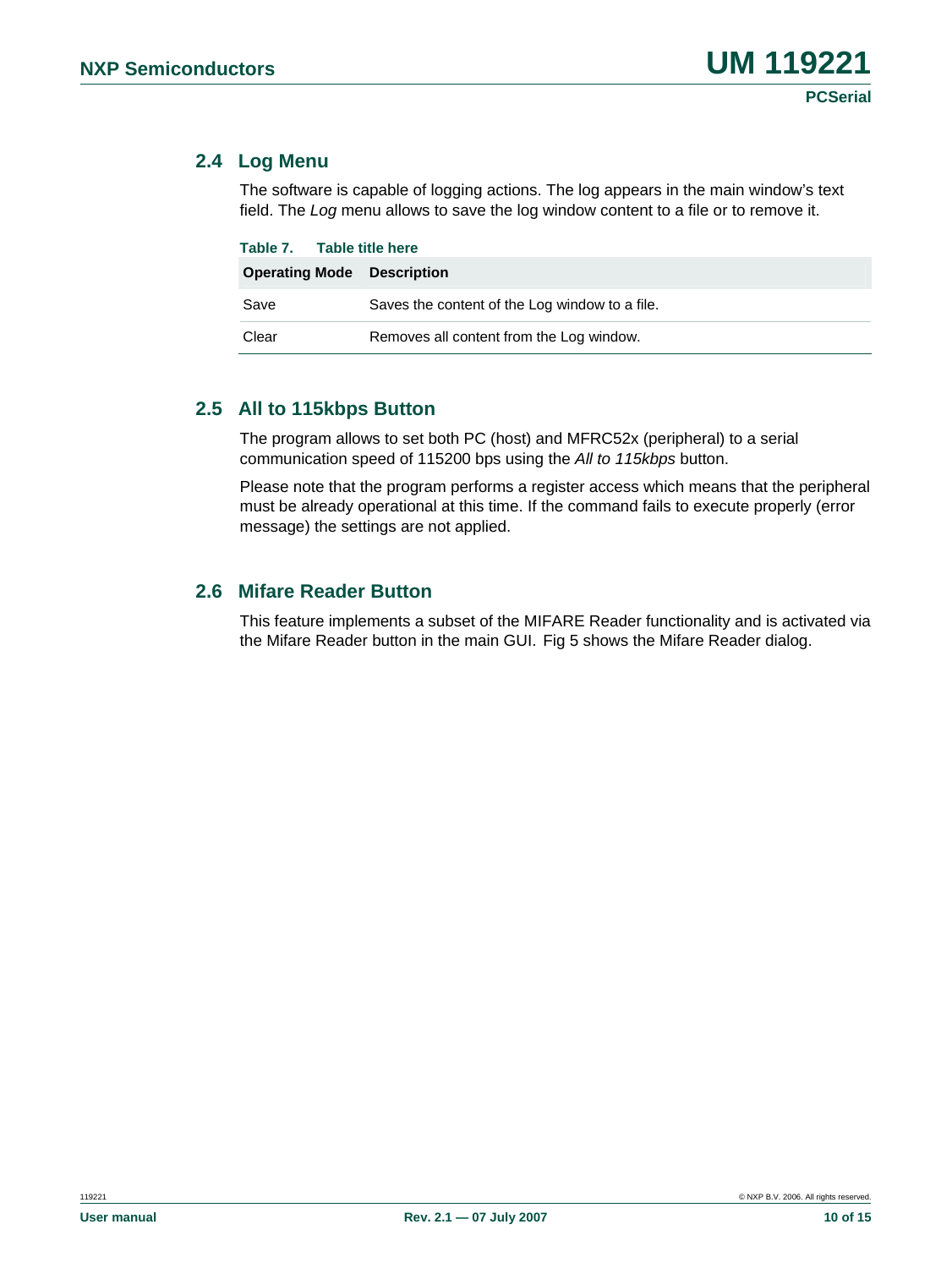## 2.4 Log Menu

The software is capable of logging actions. The log appears in the main window's text field. The *Log* menu allows to save the log window content to a file or to remove it.

**Table 7. Table title here**

| Operating Mode | Description |
|---|---|
| Save | Saves the content of the Log window to a file. |
| Clear | Removes all content from the Log window. |

## 2.5 All to 115kbps Button

The program allows to set both PC (host) and MFRC52x (peripheral) to a serial communication speed of 115200 bps using the *All to 115kbps* button.

Please note that the program performs a register access which means that the peripheral must be already operational at this time. If the command fails to execute properly (error message) the settings are not applied.

## 2.6 Mifare Reader Button

This feature implements a subset of the MIFARE Reader functionality and is activated via the Mifare Reader button in the main GUI. Fig 5 shows the Mifare Reader dialog.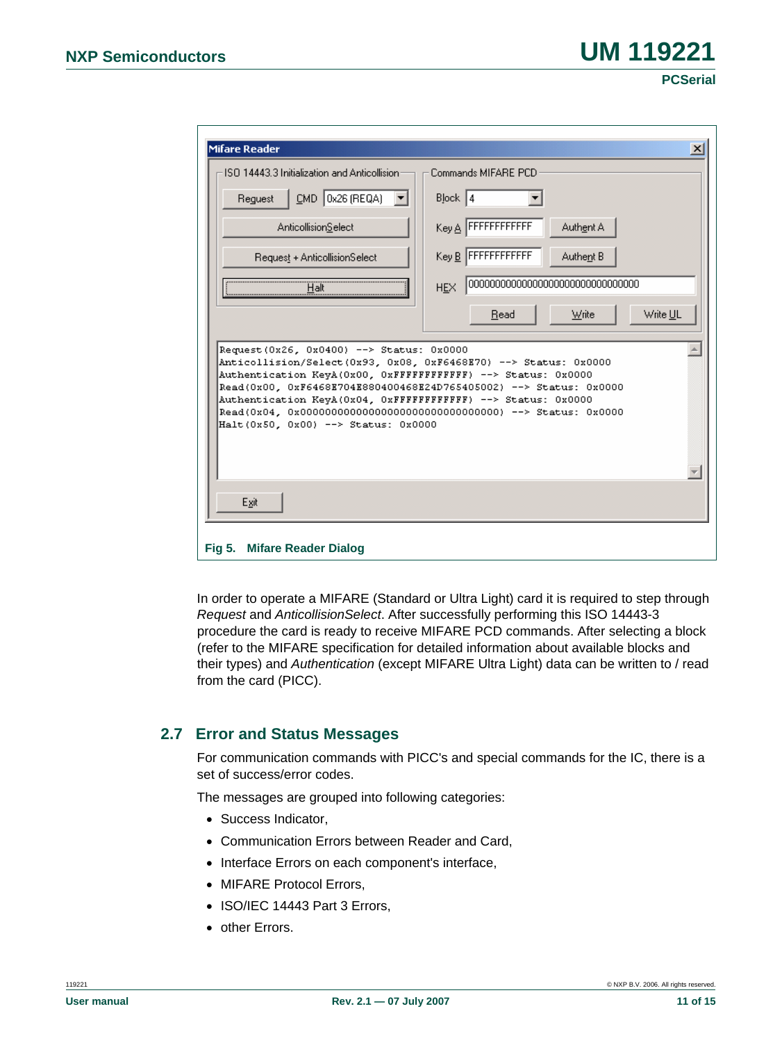Fig 5. Mifare Reader Dialog

In order to operate a MIFARE (Standard or Ultra Light) card it is required to step through *Request* and *AnticollisionSelect*. After successfully performing this ISO 14443-3 procedure the card is ready to receive MIFARE PCD commands. After selecting a block (refer to the MIFARE specification for detailed information about available blocks and their types) and *Authentication* (except MIFARE Ultra Light) data can be written to / read from the card (PICC).

## 2.7 Error and Status Messages

For communication commands with PICC's and special commands for the IC, there is a set of success/error codes.

The messages are grouped into following categories:

- Success Indicator,
- Communication Errors between Reader and Card,
- Interface Errors on each component's interface,
- MIFARE Protocol Errors,
- ISO/IEC 14443 Part 3 Errors,
- other Errors.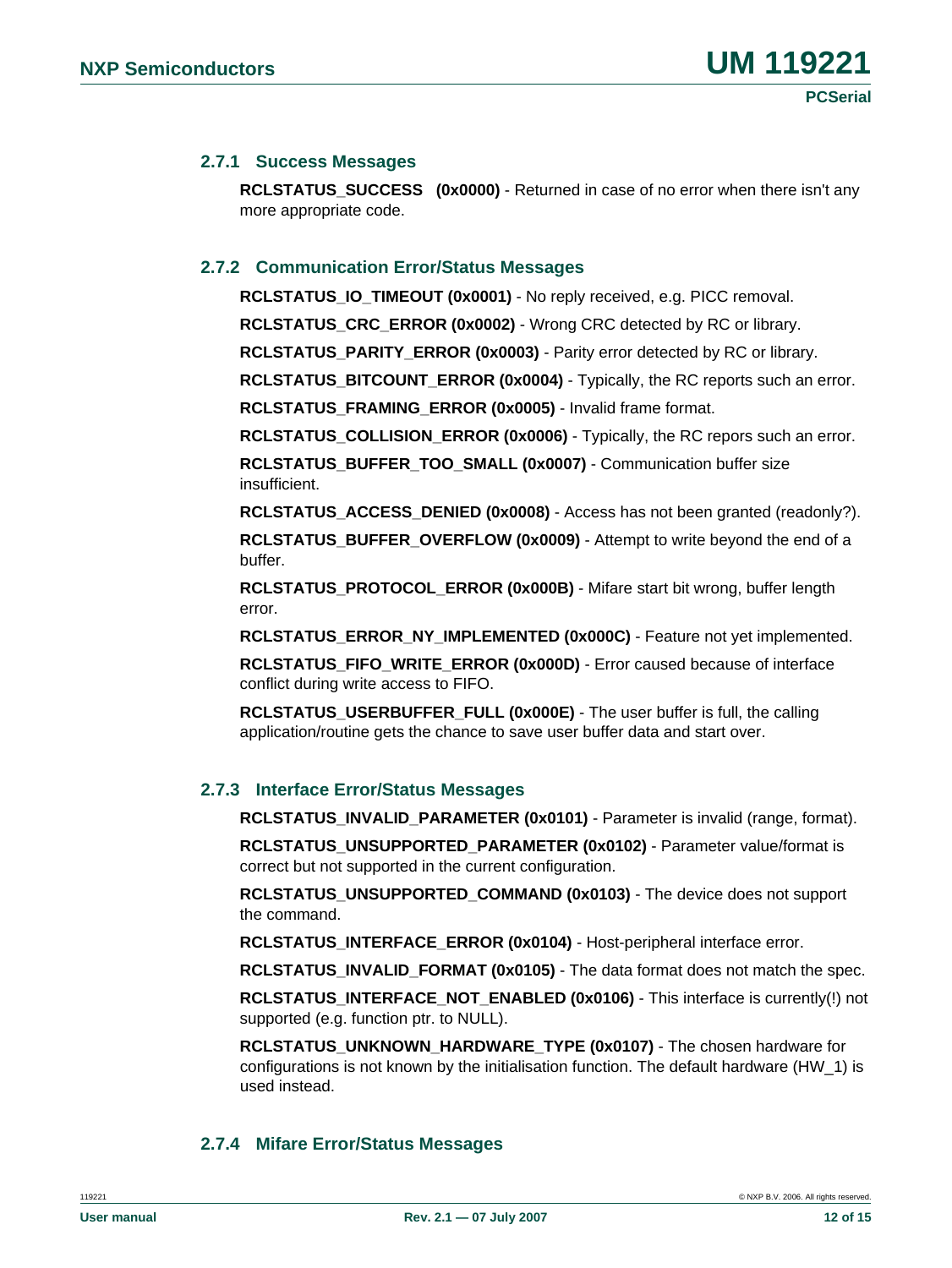### 2.7.1 Success Messages

**RCLSTATUS_SUCCESS (0x0000)** - Returned in case of no error when there isn't any more appropriate code.

### 2.7.2 Communication Error/Status Messages

**RCLSTATUS_IO_TIMEOUT (0x0001)** - No reply received, e.g. PICC removal.

**RCLSTATUS_CRC_ERROR (0x0002)** - Wrong CRC detected by RC or library.

**RCLSTATUS_PARITY_ERROR (0x0003)** - Parity error detected by RC or library.

**RCLSTATUS_BITCOUNT_ERROR (0x0004)** - Typically, the RC reports such an error.

**RCLSTATUS_FRAMING_ERROR (0x0005)** - Invalid frame format.

**RCLSTATUS_COLLISION_ERROR (0x0006)** - Typically, the RC repors such an error.

**RCLSTATUS_BUFFER_TOO_SMALL (0x0007)** - Communication buffer size insufficient.

**RCLSTATUS_ACCESS_DENIED (0x0008)** - Access has not been granted (readonly?).

**RCLSTATUS_BUFFER_OVERFLOW (0x0009)** - Attempt to write beyond the end of a buffer.

**RCLSTATUS_PROTOCOL_ERROR (0x000B)** - Mifare start bit wrong, buffer length error.

**RCLSTATUS_ERROR_NY_IMPLEMENTED (0x000C)** - Feature not yet implemented.

**RCLSTATUS_FIFO_WRITE_ERROR (0x000D)** - Error caused because of interface conflict during write access to FIFO.

**RCLSTATUS_USERBUFFER_FULL (0x000E)** - The user buffer is full, the calling application/routine gets the chance to save user buffer data and start over.

### 2.7.3 Interface Error/Status Messages

**RCLSTATUS_INVALID_PARAMETER (0x0101)** - Parameter is invalid (range, format).

**RCLSTATUS_UNSUPPORTED_PARAMETER (0x0102)** - Parameter value/format is correct but not supported in the current configuration.

**RCLSTATUS_UNSUPPORTED_COMMAND (0x0103)** - The device does not support the command.

**RCLSTATUS_INTERFACE_ERROR (0x0104)** - Host-peripheral interface error.

**RCLSTATUS_INVALID_FORMAT (0x0105)** - The data format does not match the spec.

**RCLSTATUS_INTERFACE_NOT_ENABLED (0x0106)** - This interface is currently(!) not supported (e.g. function ptr. to NULL).

**RCLSTATUS_UNKNOWN_HARDWARE_TYPE (0x0107)** - The chosen hardware for configurations is not known by the initialisation function. The default hardware (HW_1) is used instead.

### 2.7.4 Mifare Error/Status Messages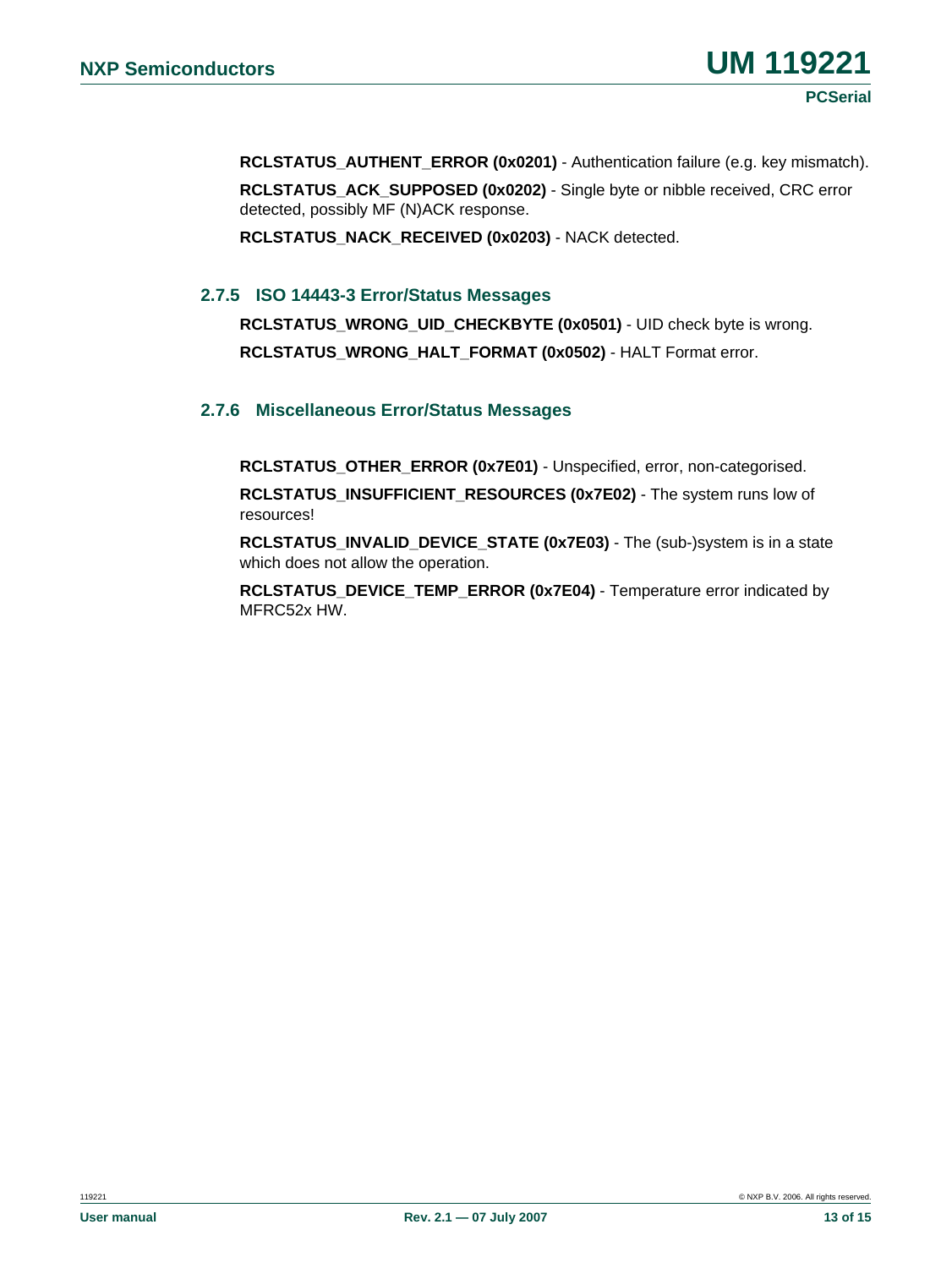**RCLSTATUS_AUTHENT_ERROR (0x0201)** - Authentication failure (e.g. key mismatch).

**RCLSTATUS_ACK_SUPPOSED (0x0202)** - Single byte or nibble received, CRC error detected, possibly MF (N)ACK response.

**RCLSTATUS_NACK_RECEIVED (0x0203)** - NACK detected.

### 2.7.5 ISO 14443-3 Error/Status Messages

**RCLSTATUS_WRONG_UID_CHECKBYTE (0x0501)** - UID check byte is wrong.

**RCLSTATUS_WRONG_HALT_FORMAT (0x0502)** - HALT Format error.

### 2.7.6 Miscellaneous Error/Status Messages

**RCLSTATUS_OTHER_ERROR (0x7E01)** - Unspecified, error, non-categorised.

**RCLSTATUS_INSUFFICIENT_RESOURCES (0x7E02)** - The system runs low of resources!

**RCLSTATUS_INVALID_DEVICE_STATE (0x7E03)** - The (sub-)system is in a state which does not allow the operation.

**RCLSTATUS_DEVICE_TEMP_ERROR (0x7E04)** - Temperature error indicated by MFRC52x HW.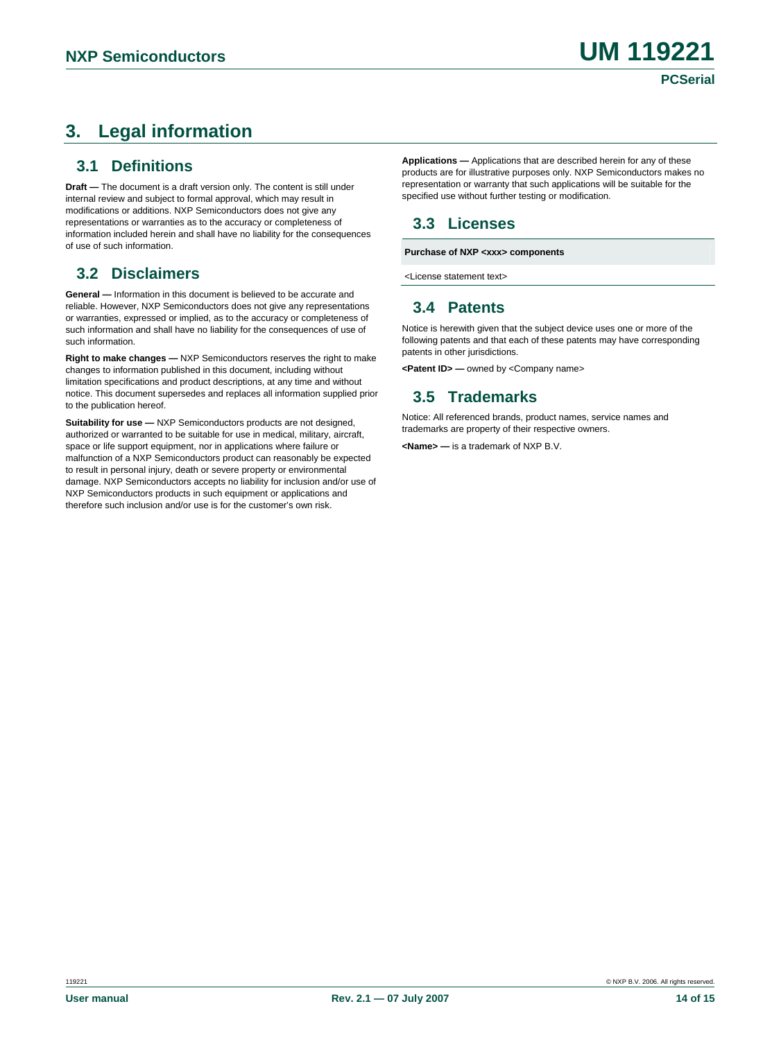# 3. Legal information

## 3.1 Definitions

**Draft —** The document is a draft version only. The content is still under internal review and subject to formal approval, which may result in modifications or additions. NXP Semiconductors does not give any representations or warranties as to the accuracy or completeness of information included herein and shall have no liability for the consequences of use of such information.

## 3.2 Disclaimers

**General —** Information in this document is believed to be accurate and reliable. However, NXP Semiconductors does not give any representations or warranties, expressed or implied, as to the accuracy or completeness of such information and shall have no liability for the consequences of use of such information.

**Right to make changes —** NXP Semiconductors reserves the right to make changes to information published in this document, including without limitation specifications and product descriptions, at any time and without notice. This document supersedes and replaces all information supplied prior to the publication hereof.

**Suitability for use —** NXP Semiconductors products are not designed, authorized or warranted to be suitable for use in medical, military, aircraft, space or life support equipment, nor in applications where failure or malfunction of a NXP Semiconductors product can reasonably be expected to result in personal injury, death or severe property or environmental damage. NXP Semiconductors accepts no liability for inclusion and/or use of NXP Semiconductors products in such equipment or applications and therefore such inclusion and/or use is for the customer's own risk.

**Applications —** Applications that are described herein for any of these products are for illustrative purposes only. NXP Semiconductors makes no representation or warranty that such applications will be suitable for the specified use without further testing or modification.

## 3.3 Licenses

| Purchase of NXP <xxx> components |
|---|
| <License statement text> |

## 3.4 Patents

Notice is herewith given that the subject device uses one or more of the following patents and that each of these patents may have corresponding patents in other jurisdictions.

**<Patent ID> —** owned by <Company name>

## 3.5 Trademarks

Notice: All referenced brands, product names, service names and trademarks are property of their respective owners.

**<Name> —** is a trademark of NXP B.V.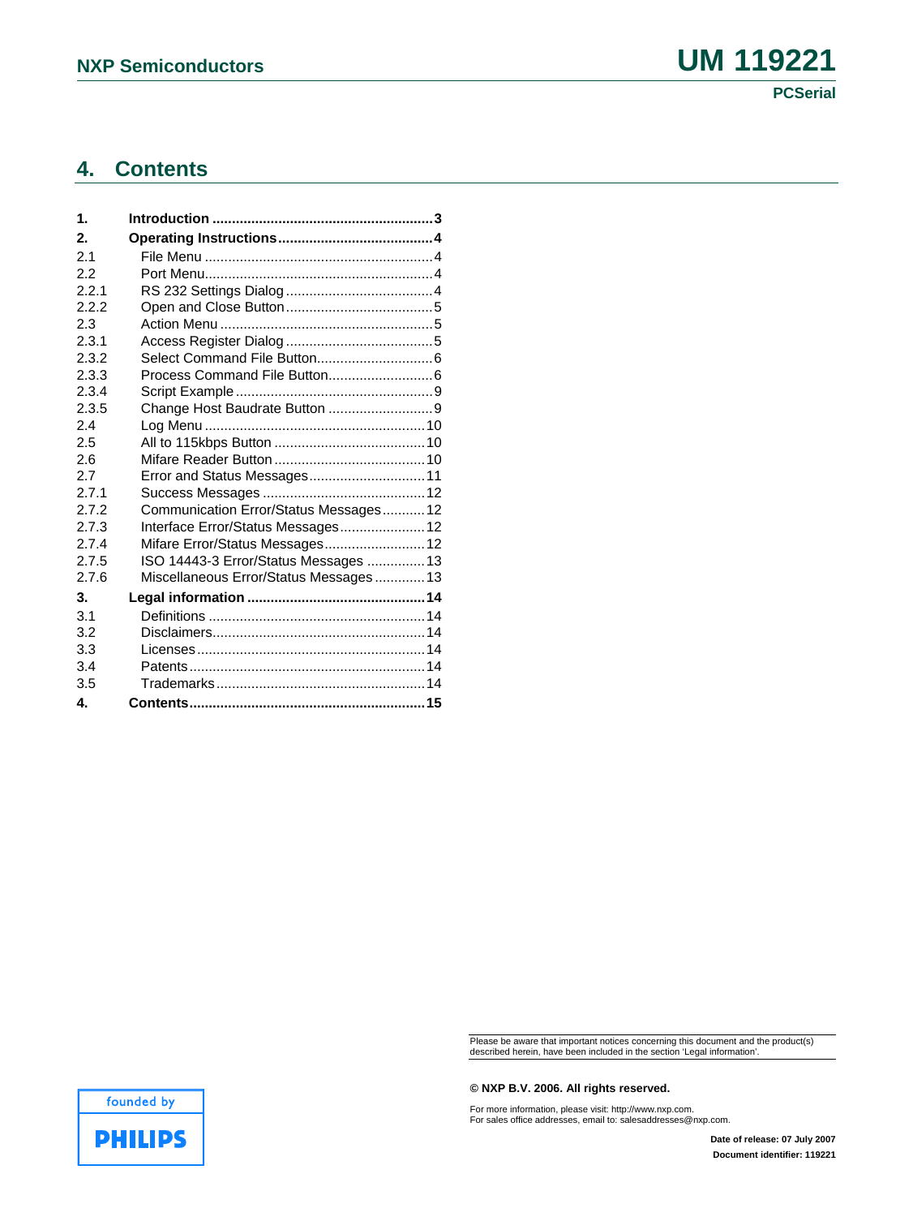## 4. Contents

| | | |
|---|---|---|
| **1.** | **Introduction** | **3** |
| **2.** | **Operating Instructions** | **4** |
| 2.1 | File Menu | 4 |
| 2.2 | Port Menu | 4 |
| 2.2.1 | RS 232 Settings Dialog | 4 |
| 2.2.2 | Open and Close Button | 5 |
| 2.3 | Action Menu | 5 |
| 2.3.1 | Access Register Dialog | 5 |
| 2.3.2 | Select Command File Button | 6 |
| 2.3.3 | Process Command File Button | 6 |
| 2.3.4 | Script Example | 9 |
| 2.3.5 | Change Host Baudrate Button | 9 |
| 2.4 | Log Menu | 10 |
| 2.5 | All to 115kbps Button | 10 |
| 2.6 | Mifare Reader Button | 10 |
| 2.7 | Error and Status Messages | 11 |
| 2.7.1 | Success Messages | 12 |
| 2.7.2 | Communication Error/Status Messages | 12 |
| 2.7.3 | Interface Error/Status Messages | 12 |
| 2.7.4 | Mifare Error/Status Messages | 12 |
| 2.7.5 | ISO 14443-3 Error/Status Messages | 13 |
| 2.7.6 | Miscellaneous Error/Status Messages | 13 |
| **3.** | **Legal information** | **14** |
| 3.1 | Definitions | 14 |
| 3.2 | Disclaimers | 14 |
| 3.3 | Licenses | 14 |
| 3.4 | Patents | 14 |
| 3.5 | Trademarks | 14 |
| **4.** | **Contents** | **15** |

Please be aware that important notices concerning this document and the product(s) described herein, have been included in the section 'Legal information'.

**© NXP B.V. 2006. All rights reserved.**

For more information, please visit: http://www.nxp.com.
For sales office addresses, email to: salesaddresses@nxp.com.

**Date of release: 07 July 2007**

**Document identifier: 119221**

founded by PHILIPS